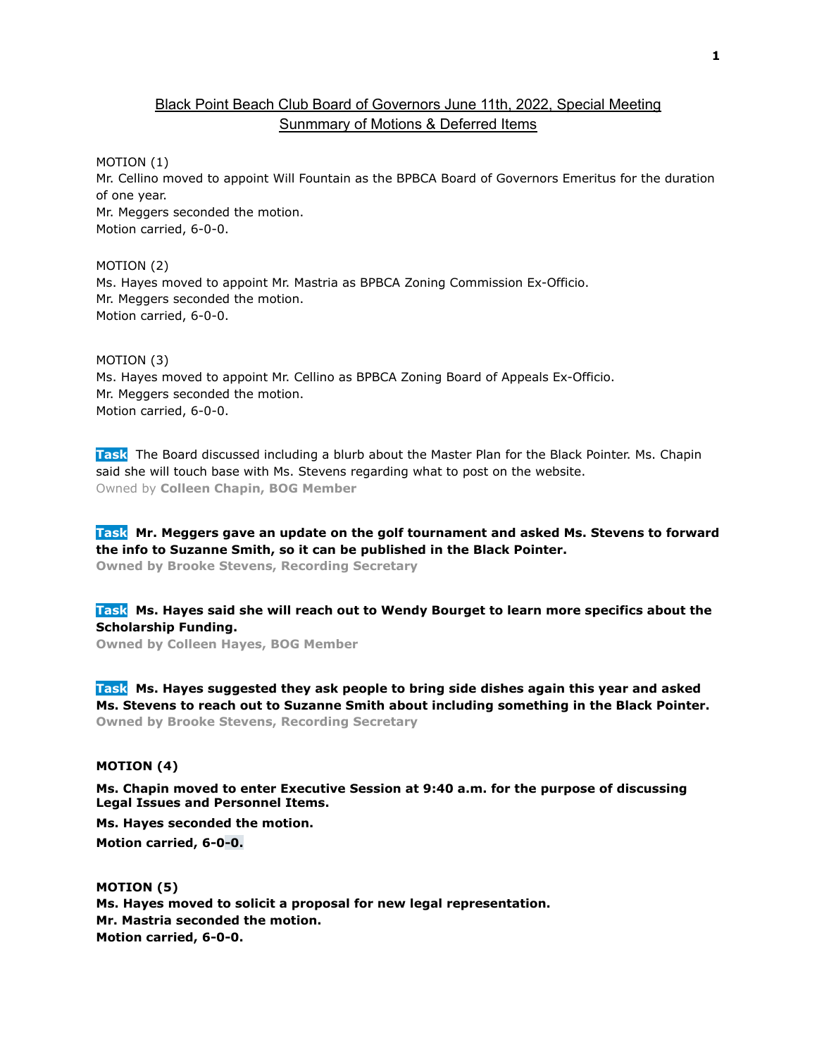## Black Point Beach Club Board of Governors June 11th, 2022, Special Meeting Sunmmary of Motions & Deferred Items

MOTION (1)
Mr. Cellino moved to appoint Will Fountain as the BPBCA Board of Governors Emeritus for the duration of one year.
Mr. Meggers seconded the motion.
Motion carried, 6-0-0.

MOTION (2)
Ms. Hayes moved to appoint Mr. Mastria as BPBCA Zoning Commission Ex-Officio.
Mr. Meggers seconded the motion.
Motion carried, 6-0-0.

MOTION (3)
Ms. Hayes moved to appoint Mr. Cellino as BPBCA Zoning Board of Appeals Ex-Officio.
Mr. Meggers seconded the motion.
Motion carried, 6-0-0.

**Task** The Board discussed including a blurb about the Master Plan for the Black Pointer. Ms. Chapin said she will touch base with Ms. Stevens regarding what to post on the website.
Owned by **Colleen Chapin, BOG Member**

**Task Mr. Meggers gave an update on the golf tournament and asked Ms. Stevens to forward the info to Suzanne Smith, so it can be published in the Black Pointer.**
**Owned by Brooke Stevens, Recording Secretary**

**Task Ms. Hayes said she will reach out to Wendy Bourget to learn more specifics about the Scholarship Funding.**
**Owned by Colleen Hayes, BOG Member**

**Task Ms. Hayes suggested they ask people to bring side dishes again this year and asked Ms. Stevens to reach out to Suzanne Smith about including something in the Black Pointer.**
**Owned by Brooke Stevens, Recording Secretary**

**MOTION (4)**

**Ms. Chapin moved to enter Executive Session at 9:40 a.m. for the purpose of discussing Legal Issues and Personnel Items.**

**Ms. Hayes seconded the motion.**

**Motion carried, 6-0-0.**

**MOTION (5)**
**Ms. Hayes moved to solicit a proposal for new legal representation.**
**Mr. Mastria seconded the motion.**
**Motion carried, 6-0-0.**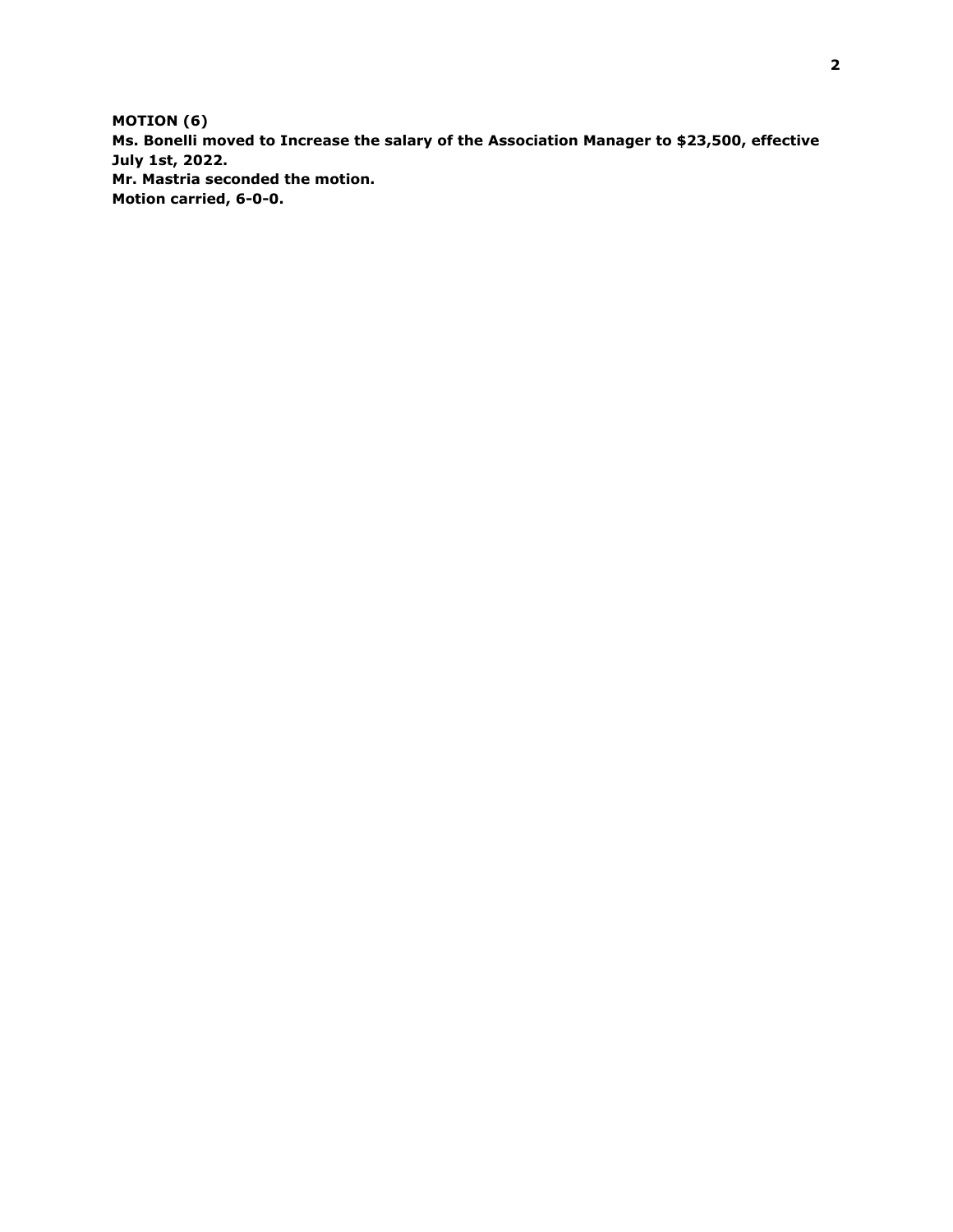**MOTION (6)**
**Ms. Bonelli moved to Increase the salary of the Association Manager to $23,500, effective July 1st, 2022.**
**Mr. Mastria seconded the motion.**
**Motion carried, 6-0-0.**